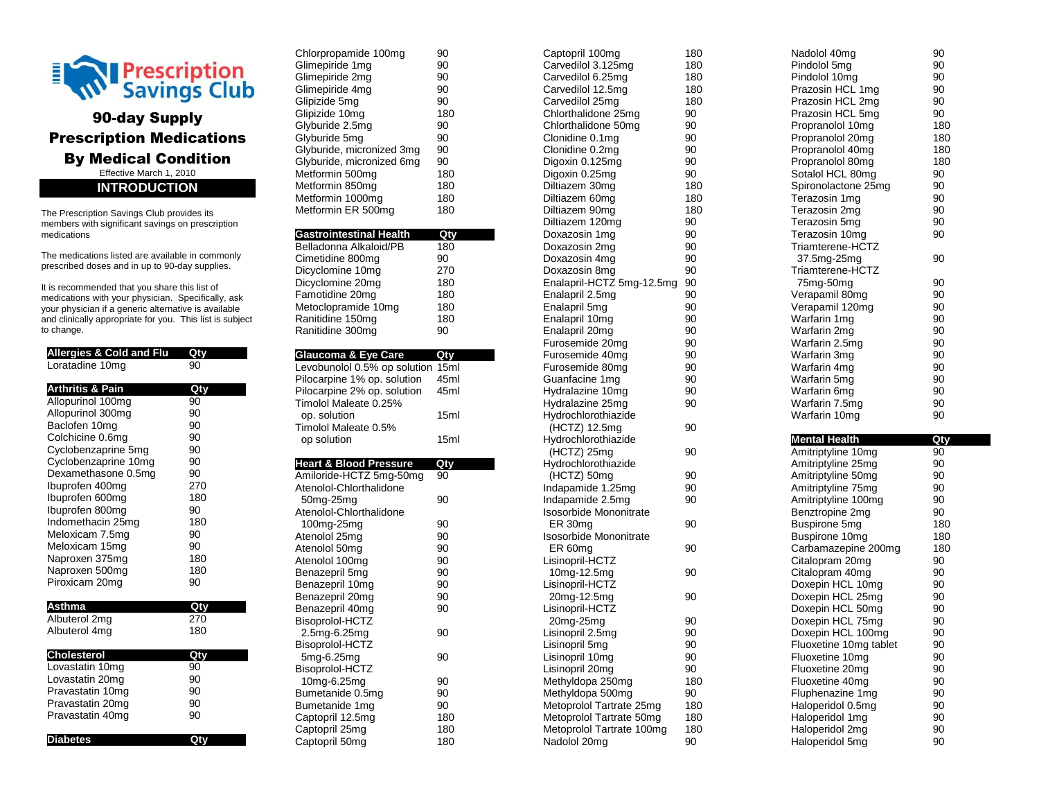# Prescription Savings Club

## 90-day Supply Prescription Medications By Medical Condition

Effective March 1, 2010

### INTRODUCTION

The Prescription Savings Club provides its members with significant savings on prescription medications

The medications listed are available in commonly prescribed doses and in up to 90-day supplies.

It is recommended that you share this list of medications with your physician. Specifically, ask your physician if a generic alternative is available and clinically appropriate for you. This list is subject to change.

| Allergies & Cold and Flu | Qty |
|---|---|
| Loratadine 10mg | 90 |

| Arthritis & Pain | Qty |
|---|---|
| Allopurinol 100mg | 90 |
| Allopurinol 300mg | 90 |
| Baclofen 10mg | 90 |
| Colchicine 0.6mg | 90 |
| Cyclobenzaprine 5mg | 90 |
| Cyclobenzaprine 10mg | 90 |
| Dexamethasone 0.5mg | 90 |
| Ibuprofen 400mg | 270 |
| Ibuprofen 600mg | 180 |
| Ibuprofen 800mg | 90 |
| Indomethacin 25mg | 180 |
| Meloxicam 7.5mg | 90 |
| Meloxicam 15mg | 90 |
| Naproxen 375mg | 180 |
| Naproxen 500mg | 180 |
| Piroxicam 20mg | 90 |

| Asthma | Qty |
|---|---|
| Albuterol 2mg | 270 |
| Albuterol 4mg | 180 |

| Cholesterol | Qty |
|---|---|
| Lovastatin 10mg | 90 |
| Lovastatin 20mg | 90 |
| Pravastatin 10mg | 90 |
| Pravastatin 20mg | 90 |
| Pravastatin 40mg | 90 |

| Diabetes | Qty |
|---|---|
| Chlorpropamide 100mg | 90 |
| Glimepiride 1mg | 90 |
| Glimepiride 2mg | 90 |
| Glimepiride 4mg | 90 |
| Glipizide 5mg | 90 |
| Glipizide 10mg | 180 |
| Glyburide 2.5mg | 90 |
| Glyburide 5mg | 90 |
| Glyburide, micronized 3mg | 90 |
| Glyburide, micronized 6mg | 90 |
| Metformin 500mg | 180 |
| Metformin 850mg | 180 |
| Metformin 1000mg | 180 |
| Metformin ER 500mg | 180 |

| Gastrointestinal Health | Qty |
|---|---|
| Belladonna Alkaloid/PB | 180 |
| Cimetidine 800mg | 90 |
| Dicyclomine 10mg | 270 |
| Dicyclomine 20mg | 180 |
| Famotidine 20mg | 180 |
| Metoclopramide 10mg | 180 |
| Ranitidine 150mg | 180 |
| Ranitidine 300mg | 90 |

| Glaucoma & Eye Care | Qty |
|---|---|
| Levobunolol 0.5% op solution | 15ml |
| Pilocarpine 1% op. solution | 45ml |
| Pilocarpine 2% op. solution | 45ml |
| Timolol Maleate 0.25% op. solution | 15ml |
| Timolol Maleate 0.5% op solution | 15ml |

| Heart & Blood Pressure | Qty |
|---|---|
| Amiloride-HCTZ 5mg-50mg | 90 |
| Atenolol-Chlorthalidone 50mg-25mg | 90 |
| Atenolol-Chlorthalidone 100mg-25mg | 90 |
| Atenolol 25mg | 90 |
| Atenolol 50mg | 90 |
| Atenolol 100mg | 90 |
| Benazepril 5mg | 90 |
| Benazepril 10mg | 90 |
| Benazepril 20mg | 90 |
| Benazepril 40mg | 90 |
| Bisoprolol-HCTZ 2.5mg-6.25mg | 90 |
| Bisoprolol-HCTZ 5mg-6.25mg | 90 |
| Bisoprolol-HCTZ 10mg-6.25mg | 90 |
| Bumetanide 0.5mg | 90 |
| Bumetanide 1mg | 90 |
| Captopril 12.5mg | 180 |
| Captopril 25mg | 180 |
| Captopril 50mg | 180 |
| Captopril 100mg | 180 |
| Carvedilol 3.125mg | 180 |
| Carvedilol 6.25mg | 180 |
| Carvedilol 12.5mg | 180 |
| Carvedilol 25mg | 180 |
| Chlorthalidone 25mg | 90 |
| Chlorthalidone 50mg | 90 |
| Clonidine 0.1mg | 90 |
| Clonidine 0.2mg | 90 |
| Digoxin 0.125mg | 90 |
| Digoxin 0.25mg | 90 |
| Diltiazem 30mg | 180 |
| Diltiazem 60mg | 180 |
| Diltiazem 90mg | 180 |
| Diltiazem 120mg | 90 |
| Doxazosin 1mg | 90 |
| Doxazosin 2mg | 90 |
| Doxazosin 4mg | 90 |
| Doxazosin 8mg | 90 |
| Enalapril-HCTZ 5mg-12.5mg | 90 |
| Enalapril 2.5mg | 90 |
| Enalapril 5mg | 90 |
| Enalapril 10mg | 90 |
| Enalapril 20mg | 90 |
| Furosemide 20mg | 90 |
| Furosemide 40mg | 90 |
| Furosemide 80mg | 90 |
| Guanfacine 1mg | 90 |
| Hydralazine 10mg | 90 |
| Hydralazine 25mg | 90 |
| Hydrochlorothiazide (HCTZ) 12.5mg | 90 |
| Hydrochlorothiazide (HCTZ) 25mg | 90 |
| Hydrochlorothiazide (HCTZ) 50mg | 90 |
| Indapamide 1.25mg | 90 |
| Indapamide 2.5mg | 90 |
| Isosorbide Mononitrate ER 30mg | 90 |
| Isosorbide Mononitrate ER 60mg | 90 |
| Lisinopril-HCTZ 10mg-12.5mg | 90 |
| Lisinopril-HCTZ 20mg-12.5mg | 90 |
| Lisinopril-HCTZ 20mg-25mg | 90 |
| Lisinopril 2.5mg | 90 |
| Lisinopril 5mg | 90 |
| Lisinopril 10mg | 90 |
| Lisinopril 20mg | 90 |
| Methyldopa 250mg | 180 |
| Methyldopa 500mg | 90 |
| Metoprolol Tartrate 25mg | 180 |
| Metoprolol Tartrate 50mg | 180 |
| Metoprolol Tartrate 100mg | 180 |
| Nadolol 20mg | 90 |
| Nadolol 40mg | 90 |
| Pindolol 5mg | 90 |
| Pindolol 10mg | 90 |
| Prazosin HCL 1mg | 90 |
| Prazosin HCL 2mg | 90 |
| Prazosin HCL 5mg | 90 |
| Propranolol 10mg | 180 |
| Propranolol 20mg | 180 |
| Propranolol 40mg | 180 |
| Propranolol 80mg | 180 |
| Sotalol HCL 80mg | 90 |
| Spironolactone 25mg | 90 |
| Terazosin 1mg | 90 |
| Terazosin 2mg | 90 |
| Terazosin 5mg | 90 |
| Terazosin 10mg | 90 |
| Triamterene-HCTZ 37.5mg-25mg | 90 |
| Triamterene-HCTZ 75mg-50mg | 90 |
| Verapamil 80mg | 90 |
| Verapamil 120mg | 90 |
| Warfarin 1mg | 90 |
| Warfarin 2mg | 90 |
| Warfarin 2.5mg | 90 |
| Warfarin 3mg | 90 |
| Warfarin 4mg | 90 |
| Warfarin 5mg | 90 |
| Warfarin 6mg | 90 |
| Warfarin 7.5mg | 90 |
| Warfarin 10mg | 90 |

| Mental Health | Qty |
|---|---|
| Amitriptyline 10mg | 90 |
| Amitriptyline 25mg | 90 |
| Amitriptyline 50mg | 90 |
| Amitriptyline 75mg | 90 |
| Amitriptyline 100mg | 90 |
| Benztropine 2mg | 90 |
| Buspirone 5mg | 180 |
| Buspirone 10mg | 180 |
| Carbamazepine 200mg | 180 |
| Citalopram 20mg | 90 |
| Citalopram 40mg | 90 |
| Doxepin HCL 10mg | 90 |
| Doxepin HCL 25mg | 90 |
| Doxepin HCL 50mg | 90 |
| Doxepin HCL 75mg | 90 |
| Doxepin HCL 100mg | 90 |
| Fluoxetine 10mg tablet | 90 |
| Fluoxetine 10mg | 90 |
| Fluoxetine 20mg | 90 |
| Fluoxetine 40mg | 90 |
| Fluphenazine 1mg | 90 |
| Haloperidol 0.5mg | 90 |
| Haloperidol 1mg | 90 |
| Haloperidol 2mg | 90 |
| Haloperidol 5mg | 90 |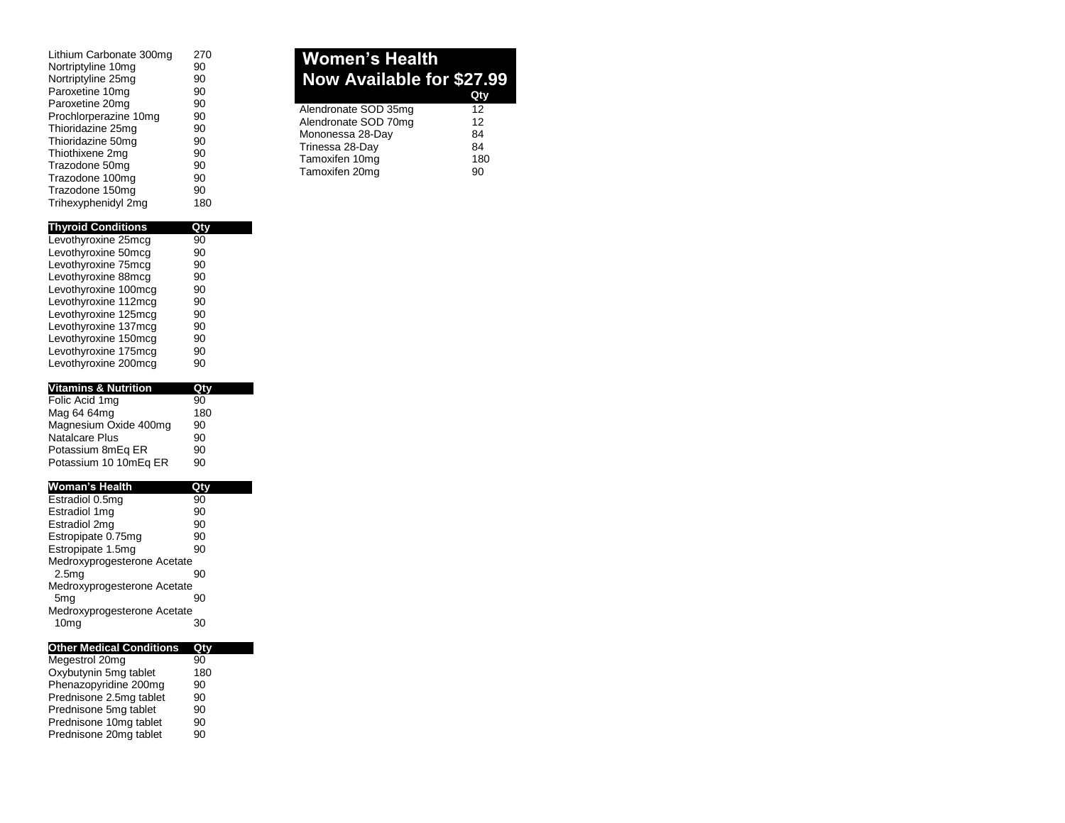| | |
|---|---|
| Lithium Carbonate 300mg | 270 |
| Nortriptyline 10mg | 90 |
| Nortriptyline 25mg | 90 |
| Paroxetine 10mg | 90 |
| Paroxetine 20mg | 90 |
| Prochlorperazine 10mg | 90 |
| Thioridazine 25mg | 90 |
| Thioridazine 50mg | 90 |
| Thiothixene 2mg | 90 |
| Trazodone 50mg | 90 |
| Trazodone 100mg | 90 |
| Trazodone 150mg | 90 |
| Trihexyphenidyl 2mg | 180 |

| Thyroid Conditions | Qty |
|---|---|
| Levothyroxine 25mcg | 90 |
| Levothyroxine 50mcg | 90 |
| Levothyroxine 75mcg | 90 |
| Levothyroxine 88mcg | 90 |
| Levothyroxine 100mcg | 90 |
| Levothyroxine 112mcg | 90 |
| Levothyroxine 125mcg | 90 |
| Levothyroxine 137mcg | 90 |
| Levothyroxine 150mcg | 90 |
| Levothyroxine 175mcg | 90 |
| Levothyroxine 200mcg | 90 |

| Vitamins & Nutrition | Qty |
|---|---|
| Folic Acid 1mg | 90 |
| Mag 64 64mg | 180 |
| Magnesium Oxide 400mg | 90 |
| Natalcare Plus | 90 |
| Potassium 8mEq ER | 90 |
| Potassium 10 10mEq ER | 90 |

| Woman's Health | Qty |
|---|---|
| Estradiol 0.5mg | 90 |
| Estradiol 1mg | 90 |
| Estradiol 2mg | 90 |
| Estropipate 0.75mg | 90 |
| Estropipate 1.5mg | 90 |
| Medroxyprogesterone Acetate 2.5mg | 90 |
| Medroxyprogesterone Acetate 5mg | 90 |
| Medroxyprogesterone Acetate 10mg | 30 |

| Other Medical Conditions | Qty |
|---|---|
| Megestrol 20mg | 90 |
| Oxybutynin 5mg tablet | 180 |
| Phenazopyridine 200mg | 90 |
| Prednisone 2.5mg tablet | 90 |
| Prednisone 5mg tablet | 90 |
| Prednisone 10mg tablet | 90 |
| Prednisone 20mg tablet | 90 |

## Women's Health Now Available for $27.99

| | Qty |
|---|---|
| Alendronate SOD 35mg | 12 |
| Alendronate SOD 70mg | 12 |
| Mononessa 28-Day | 84 |
| Trinessa 28-Day | 84 |
| Tamoxifen 10mg | 180 |
| Tamoxifen 20mg | 90 |